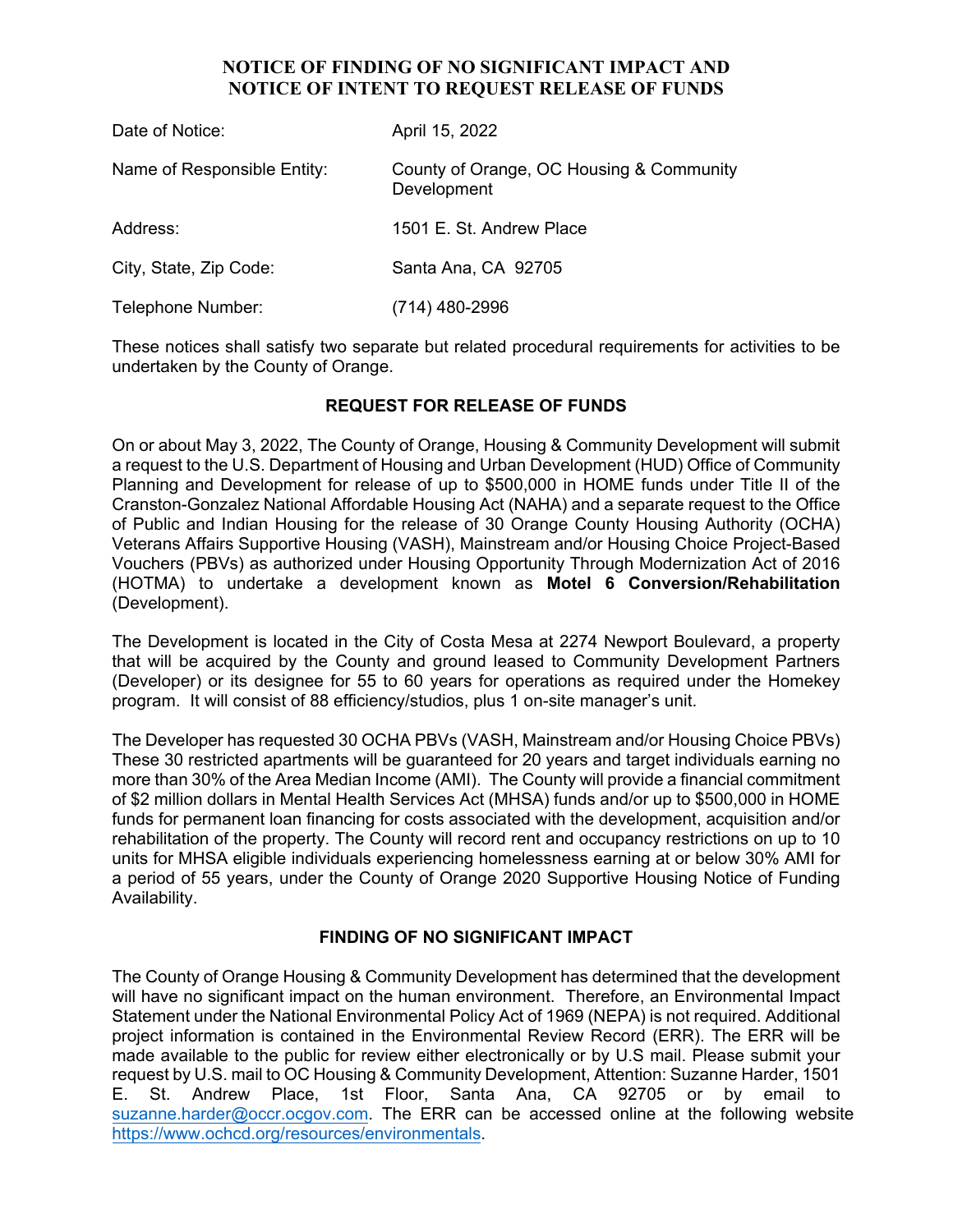# NOTICE OF FINDING OF NO SIGNIFICANT IMPACT AND NOTICE OF INTENT TO REQUEST RELEASE OF FUNDS

| | |
|---|---|
| Date of Notice: | April 15, 2022 |
| Name of Responsible Entity: | County of Orange, OC Housing & Community Development |
| Address: | 1501 E. St. Andrew Place |
| City, State, Zip Code: | Santa Ana, CA 92705 |
| Telephone Number: | (714) 480-2996 |

These notices shall satisfy two separate but related procedural requirements for activities to be undertaken by the County of Orange.

## REQUEST FOR RELEASE OF FUNDS

On or about May 3, 2022, The County of Orange, Housing & Community Development will submit a request to the U.S. Department of Housing and Urban Development (HUD) Office of Community Planning and Development for release of up to $500,000 in HOME funds under Title II of the Cranston-Gonzalez National Affordable Housing Act (NAHA) and a separate request to the Office of Public and Indian Housing for the release of 30 Orange County Housing Authority (OCHA) Veterans Affairs Supportive Housing (VASH), Mainstream and/or Housing Choice Project-Based Vouchers (PBVs) as authorized under Housing Opportunity Through Modernization Act of 2016 (HOTMA) to undertake a development known as **Motel 6 Conversion/Rehabilitation** (Development).

The Development is located in the City of Costa Mesa at 2274 Newport Boulevard, a property that will be acquired by the County and ground leased to Community Development Partners (Developer) or its designee for 55 to 60 years for operations as required under the Homekey program. It will consist of 88 efficiency/studios, plus 1 on-site manager's unit.

The Developer has requested 30 OCHA PBVs (VASH, Mainstream and/or Housing Choice PBVs) These 30 restricted apartments will be guaranteed for 20 years and target individuals earning no more than 30% of the Area Median Income (AMI). The County will provide a financial commitment of $2 million dollars in Mental Health Services Act (MHSA) funds and/or up to $500,000 in HOME funds for permanent loan financing for costs associated with the development, acquisition and/or rehabilitation of the property. The County will record rent and occupancy restrictions on up to 10 units for MHSA eligible individuals experiencing homelessness earning at or below 30% AMI for a period of 55 years, under the County of Orange 2020 Supportive Housing Notice of Funding Availability.

## FINDING OF NO SIGNIFICANT IMPACT

The County of Orange Housing & Community Development has determined that the development will have no significant impact on the human environment. Therefore, an Environmental Impact Statement under the National Environmental Policy Act of 1969 (NEPA) is not required. Additional project information is contained in the Environmental Review Record (ERR). The ERR will be made available to the public for review either electronically or by U.S mail. Please submit your request by U.S. mail to OC Housing & Community Development, Attention: Suzanne Harder, 1501 E. St. Andrew Place, 1st Floor, Santa Ana, CA 92705 or by email to suzanne.harder@occr.ocgov.com. The ERR can be accessed online at the following website https://www.ochcd.org/resources/environmentals.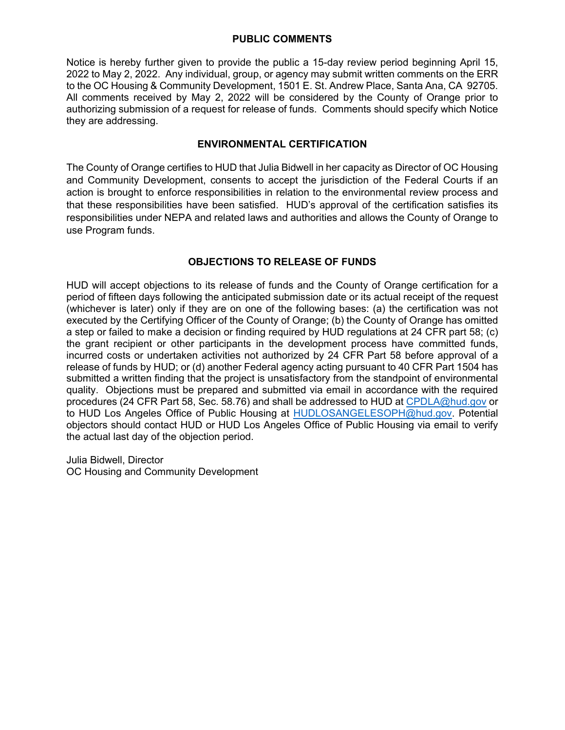## PUBLIC COMMENTS

Notice is hereby further given to provide the public a 15-day review period beginning April 15, 2022 to May 2, 2022. Any individual, group, or agency may submit written comments on the ERR to the OC Housing & Community Development, 1501 E. St. Andrew Place, Santa Ana, CA 92705. All comments received by May 2, 2022 will be considered by the County of Orange prior to authorizing submission of a request for release of funds. Comments should specify which Notice they are addressing.

## ENVIRONMENTAL CERTIFICATION

The County of Orange certifies to HUD that Julia Bidwell in her capacity as Director of OC Housing and Community Development, consents to accept the jurisdiction of the Federal Courts if an action is brought to enforce responsibilities in relation to the environmental review process and that these responsibilities have been satisfied. HUD's approval of the certification satisfies its responsibilities under NEPA and related laws and authorities and allows the County of Orange to use Program funds.

## OBJECTIONS TO RELEASE OF FUNDS

HUD will accept objections to its release of funds and the County of Orange certification for a period of fifteen days following the anticipated submission date or its actual receipt of the request (whichever is later) only if they are on one of the following bases: (a) the certification was not executed by the Certifying Officer of the County of Orange; (b) the County of Orange has omitted a step or failed to make a decision or finding required by HUD regulations at 24 CFR part 58; (c) the grant recipient or other participants in the development process have committed funds, incurred costs or undertaken activities not authorized by 24 CFR Part 58 before approval of a release of funds by HUD; or (d) another Federal agency acting pursuant to 40 CFR Part 1504 has submitted a written finding that the project is unsatisfactory from the standpoint of environmental quality. Objections must be prepared and submitted via email in accordance with the required procedures (24 CFR Part 58, Sec. 58.76) and shall be addressed to HUD at CPDLA@hud.gov or to HUD Los Angeles Office of Public Housing at HUDLOSANGELESOPH@hud.gov. Potential objectors should contact HUD or HUD Los Angeles Office of Public Housing via email to verify the actual last day of the objection period.

Julia Bidwell, Director
OC Housing and Community Development